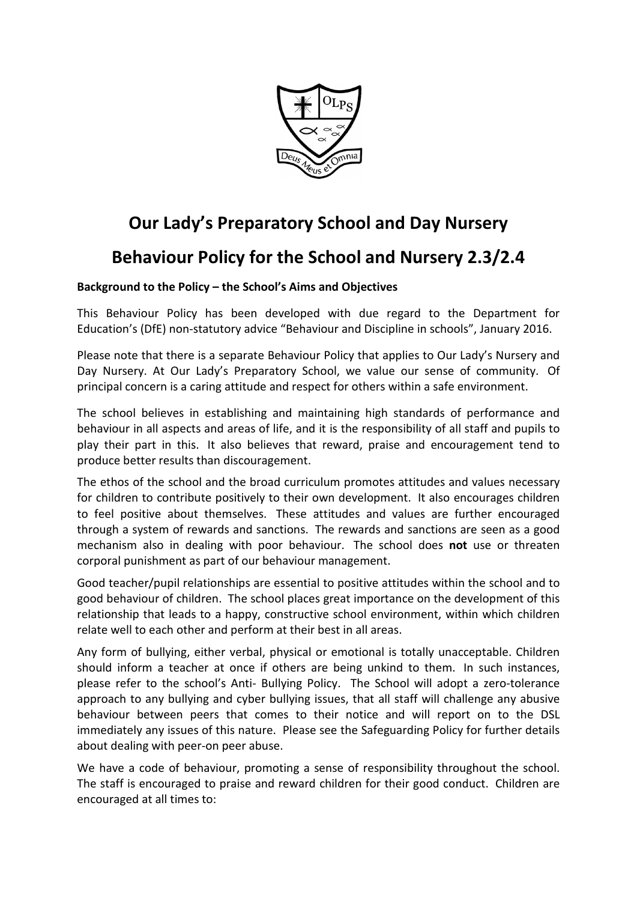# Our Lady's Preparatory School and Day Nursery

# Behaviour Policy for the School and Nursery 2.3/2.4

**Background to the Policy – the School's Aims and Objectives**

This Behaviour Policy has been developed with due regard to the Department for Education's (DfE) non-statutory advice "Behaviour and Discipline in schools", January 2016.

Please note that there is a separate Behaviour Policy that applies to Our Lady's Nursery and Day Nursery. At Our Lady's Preparatory School, we value our sense of community. Of principal concern is a caring attitude and respect for others within a safe environment.

The school believes in establishing and maintaining high standards of performance and behaviour in all aspects and areas of life, and it is the responsibility of all staff and pupils to play their part in this. It also believes that reward, praise and encouragement tend to produce better results than discouragement.

The ethos of the school and the broad curriculum promotes attitudes and values necessary for children to contribute positively to their own development. It also encourages children to feel positive about themselves. These attitudes and values are further encouraged through a system of rewards and sanctions. The rewards and sanctions are seen as a good mechanism also in dealing with poor behaviour. The school does **not** use or threaten corporal punishment as part of our behaviour management.

Good teacher/pupil relationships are essential to positive attitudes within the school and to good behaviour of children. The school places great importance on the development of this relationship that leads to a happy, constructive school environment, within which children relate well to each other and perform at their best in all areas.

Any form of bullying, either verbal, physical or emotional is totally unacceptable. Children should inform a teacher at once if others are being unkind to them. In such instances, please refer to the school's Anti- Bullying Policy. The School will adopt a zero-tolerance approach to any bullying and cyber bullying issues, that all staff will challenge any abusive behaviour between peers that comes to their notice and will report on to the DSL immediately any issues of this nature. Please see the Safeguarding Policy for further details about dealing with peer-on peer abuse.

We have a code of behaviour, promoting a sense of responsibility throughout the school. The staff is encouraged to praise and reward children for their good conduct. Children are encouraged at all times to: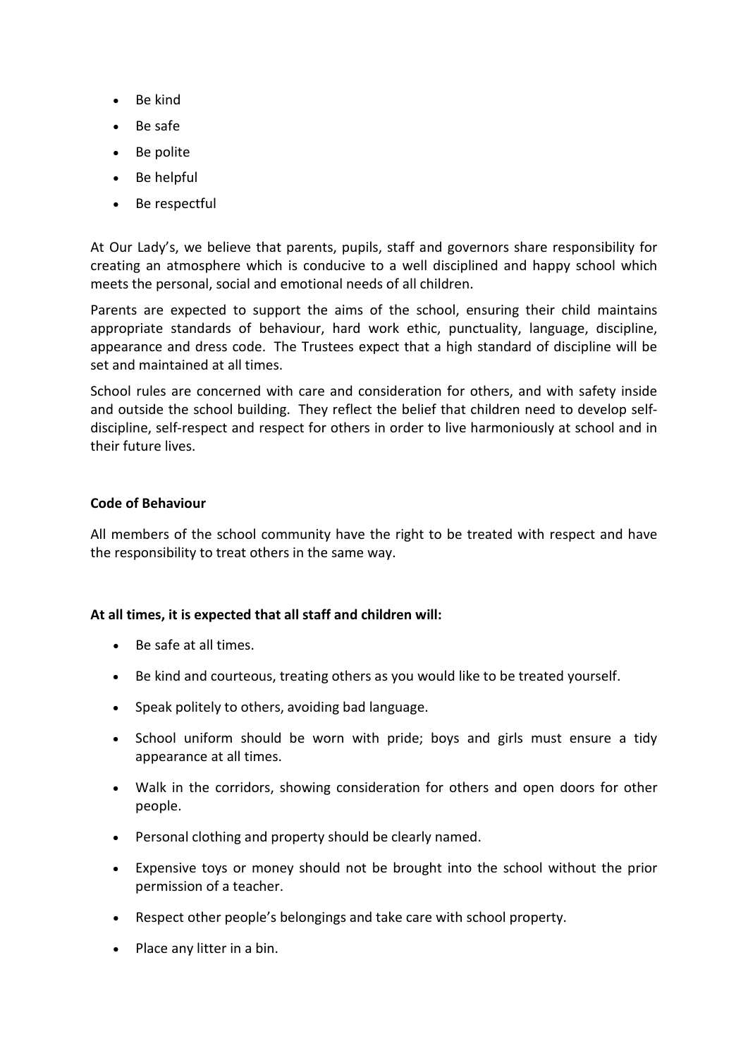- Be kind
- Be safe
- Be polite
- Be helpful
- Be respectful

At Our Lady's, we believe that parents, pupils, staff and governors share responsibility for creating an atmosphere which is conducive to a well disciplined and happy school which meets the personal, social and emotional needs of all children.

Parents are expected to support the aims of the school, ensuring their child maintains appropriate standards of behaviour, hard work ethic, punctuality, language, discipline, appearance and dress code. The Trustees expect that a high standard of discipline will be set and maintained at all times.

School rules are concerned with care and consideration for others, and with safety inside and outside the school building. They reflect the belief that children need to develop self-discipline, self-respect and respect for others in order to live harmoniously at school and in their future lives.

**Code of Behaviour**

All members of the school community have the right to be treated with respect and have the responsibility to treat others in the same way.

**At all times, it is expected that all staff and children will:**

- Be safe at all times.
- Be kind and courteous, treating others as you would like to be treated yourself.
- Speak politely to others, avoiding bad language.
- School uniform should be worn with pride; boys and girls must ensure a tidy appearance at all times.
- Walk in the corridors, showing consideration for others and open doors for other people.
- Personal clothing and property should be clearly named.
- Expensive toys or money should not be brought into the school without the prior permission of a teacher.
- Respect other people's belongings and take care with school property.
- Place any litter in a bin.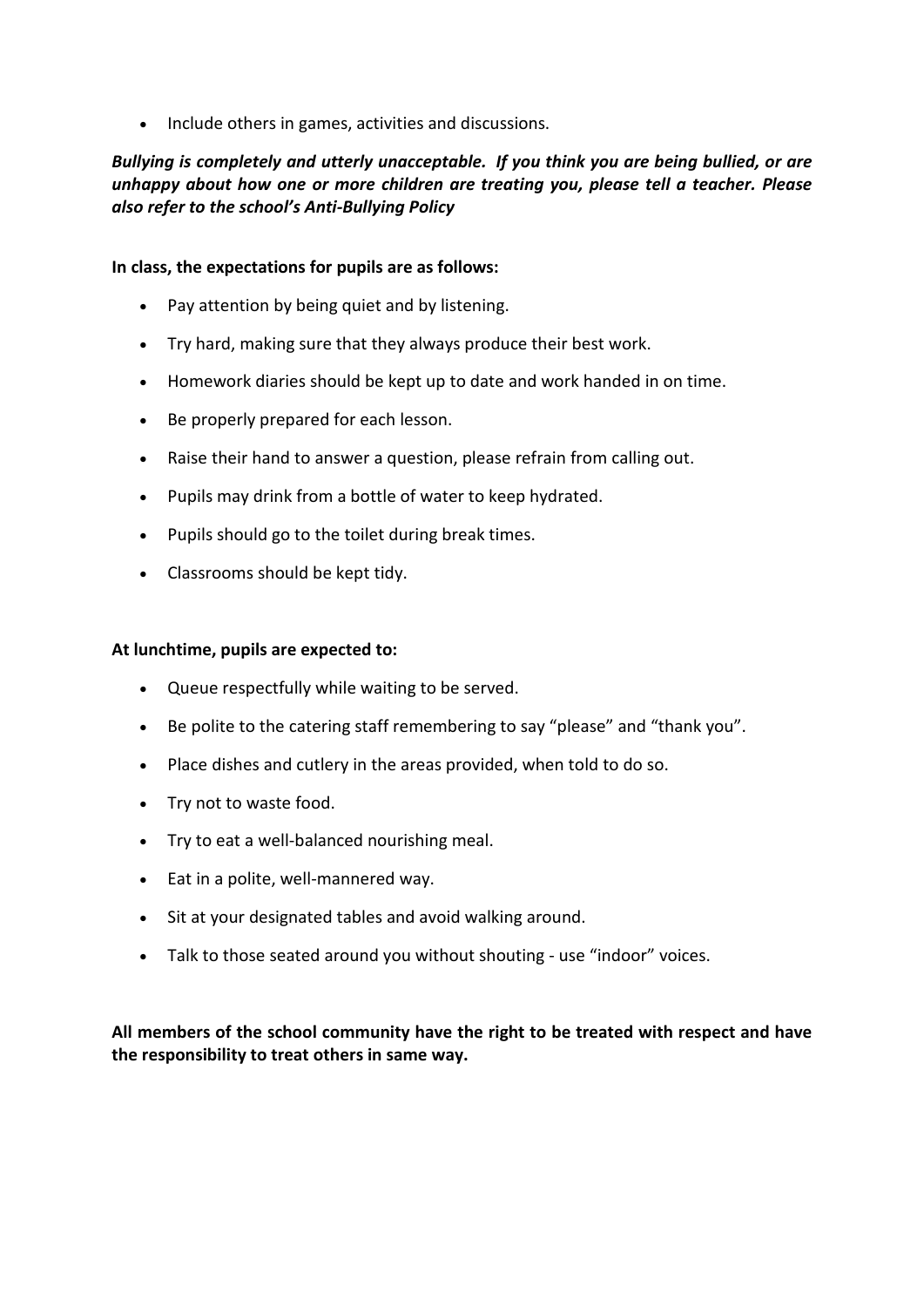- Include others in games, activities and discussions.

***Bullying is completely and utterly unacceptable. If you think you are being bullied, or are unhappy about how one or more children are treating you, please tell a teacher. Please also refer to the school's Anti-Bullying Policy***

**In class, the expectations for pupils are as follows:**

- Pay attention by being quiet and by listening.
- Try hard, making sure that they always produce their best work.
- Homework diaries should be kept up to date and work handed in on time.
- Be properly prepared for each lesson.
- Raise their hand to answer a question, please refrain from calling out.
- Pupils may drink from a bottle of water to keep hydrated.
- Pupils should go to the toilet during break times.
- Classrooms should be kept tidy.

**At lunchtime, pupils are expected to:**

- Queue respectfully while waiting to be served.
- Be polite to the catering staff remembering to say "please" and "thank you".
- Place dishes and cutlery in the areas provided, when told to do so.
- Try not to waste food.
- Try to eat a well-balanced nourishing meal.
- Eat in a polite, well-mannered way.
- Sit at your designated tables and avoid walking around.
- Talk to those seated around you without shouting - use "indoor" voices.

**All members of the school community have the right to be treated with respect and have the responsibility to treat others in same way.**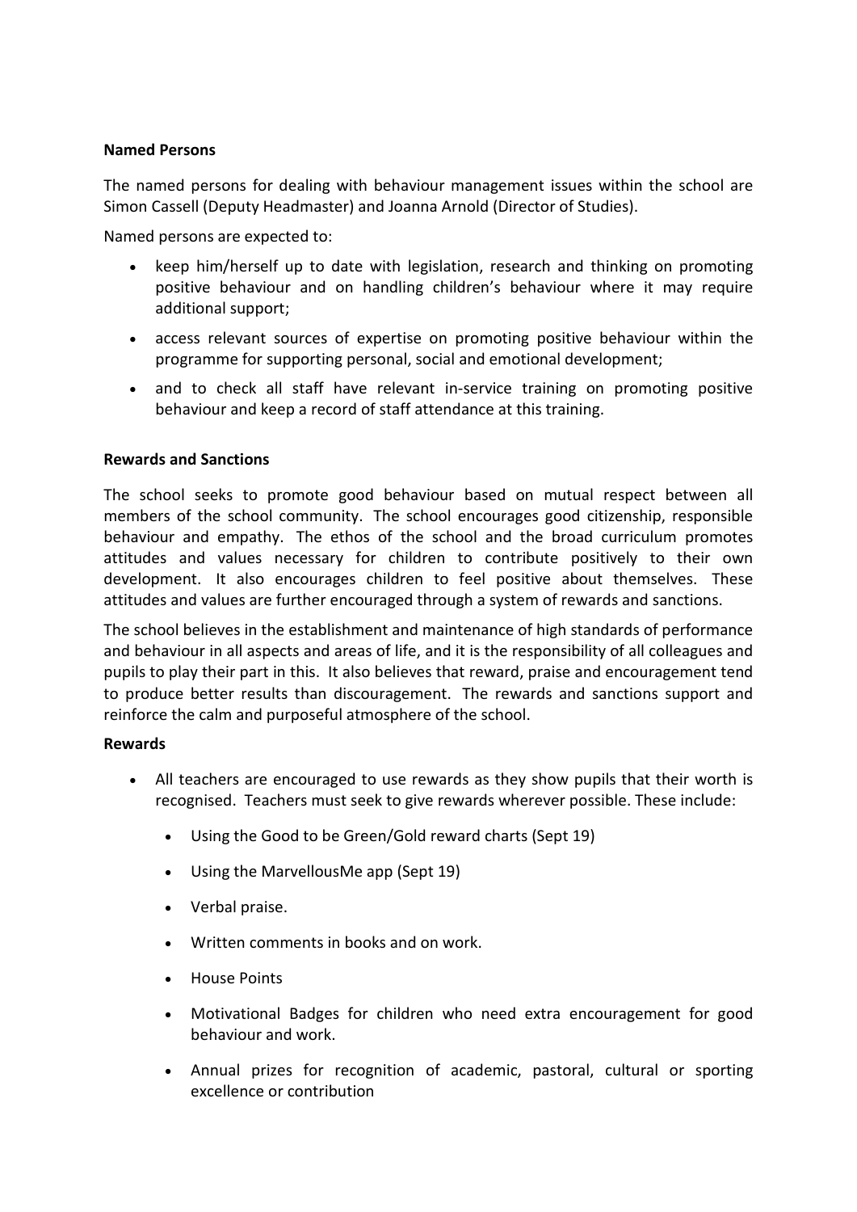**Named Persons**

The named persons for dealing with behaviour management issues within the school are Simon Cassell (Deputy Headmaster) and Joanna Arnold (Director of Studies).

Named persons are expected to:

- keep him/herself up to date with legislation, research and thinking on promoting positive behaviour and on handling children's behaviour where it may require additional support;
- access relevant sources of expertise on promoting positive behaviour within the programme for supporting personal, social and emotional development;
- and to check all staff have relevant in-service training on promoting positive behaviour and keep a record of staff attendance at this training.

**Rewards and Sanctions**

The school seeks to promote good behaviour based on mutual respect between all members of the school community. The school encourages good citizenship, responsible behaviour and empathy. The ethos of the school and the broad curriculum promotes attitudes and values necessary for children to contribute positively to their own development. It also encourages children to feel positive about themselves. These attitudes and values are further encouraged through a system of rewards and sanctions.

The school believes in the establishment and maintenance of high standards of performance and behaviour in all aspects and areas of life, and it is the responsibility of all colleagues and pupils to play their part in this. It also believes that reward, praise and encouragement tend to produce better results than discouragement. The rewards and sanctions support and reinforce the calm and purposeful atmosphere of the school.

**Rewards**

- All teachers are encouraged to use rewards as they show pupils that their worth is recognised. Teachers must seek to give rewards wherever possible. These include:
  - Using the Good to be Green/Gold reward charts (Sept 19)
  - Using the MarvellousMe app (Sept 19)
  - Verbal praise.
  - Written comments in books and on work.
  - House Points
  - Motivational Badges for children who need extra encouragement for good behaviour and work.
  - Annual prizes for recognition of academic, pastoral, cultural or sporting excellence or contribution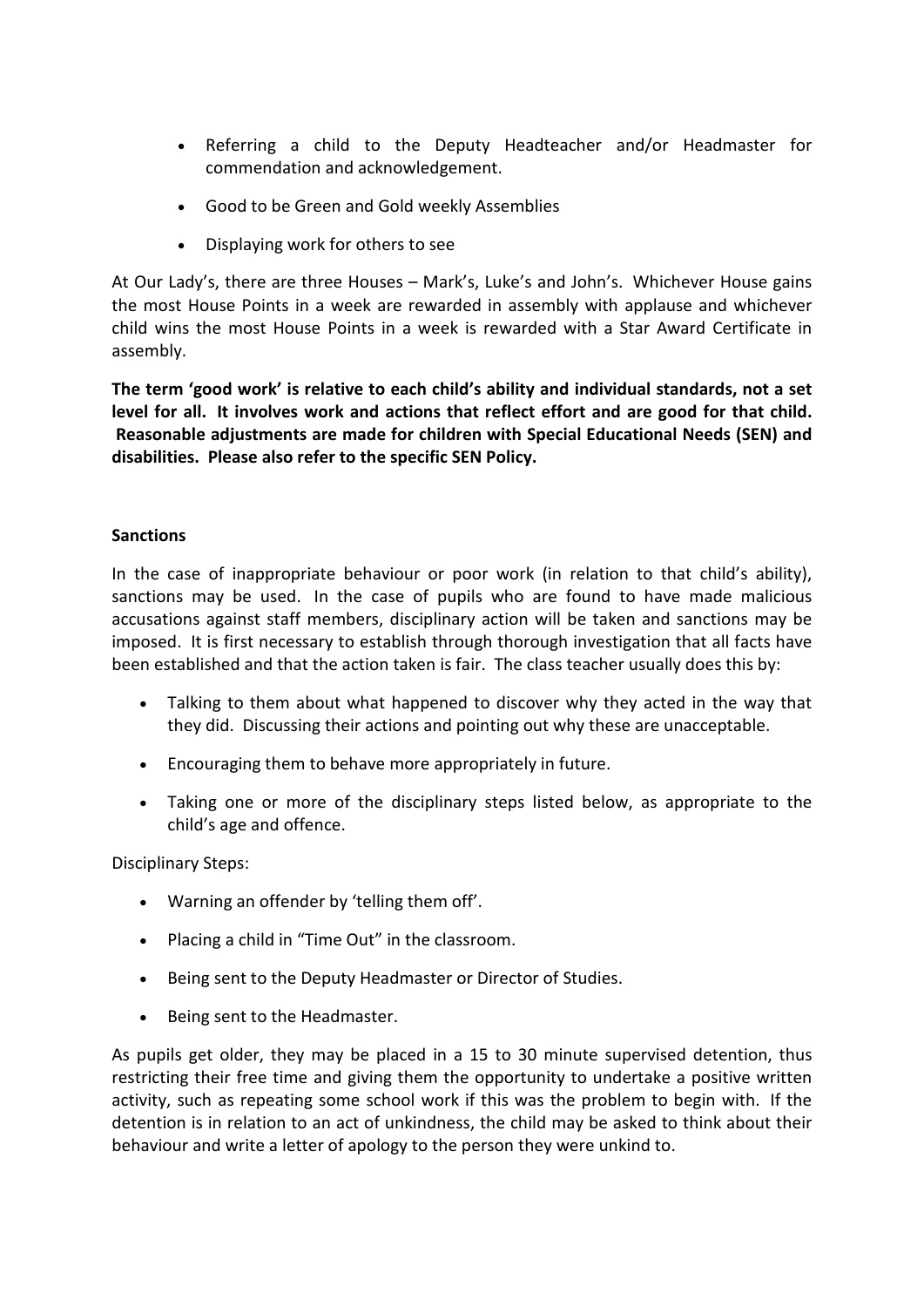- Referring a child to the Deputy Headteacher and/or Headmaster for commendation and acknowledgement.
- Good to be Green and Gold weekly Assemblies
- Displaying work for others to see

At Our Lady's, there are three Houses – Mark's, Luke's and John's. Whichever House gains the most House Points in a week are rewarded in assembly with applause and whichever child wins the most House Points in a week is rewarded with a Star Award Certificate in assembly.

**The term 'good work' is relative to each child's ability and individual standards, not a set level for all. It involves work and actions that reflect effort and are good for that child. Reasonable adjustments are made for children with Special Educational Needs (SEN) and disabilities. Please also refer to the specific SEN Policy.**

**Sanctions**

In the case of inappropriate behaviour or poor work (in relation to that child's ability), sanctions may be used. In the case of pupils who are found to have made malicious accusations against staff members, disciplinary action will be taken and sanctions may be imposed. It is first necessary to establish through thorough investigation that all facts have been established and that the action taken is fair. The class teacher usually does this by:

- Talking to them about what happened to discover why they acted in the way that they did. Discussing their actions and pointing out why these are unacceptable.
- Encouraging them to behave more appropriately in future.
- Taking one or more of the disciplinary steps listed below, as appropriate to the child's age and offence.

Disciplinary Steps:

- Warning an offender by 'telling them off'.
- Placing a child in "Time Out" in the classroom.
- Being sent to the Deputy Headmaster or Director of Studies.
- Being sent to the Headmaster.

As pupils get older, they may be placed in a 15 to 30 minute supervised detention, thus restricting their free time and giving them the opportunity to undertake a positive written activity, such as repeating some school work if this was the problem to begin with. If the detention is in relation to an act of unkindness, the child may be asked to think about their behaviour and write a letter of apology to the person they were unkind to.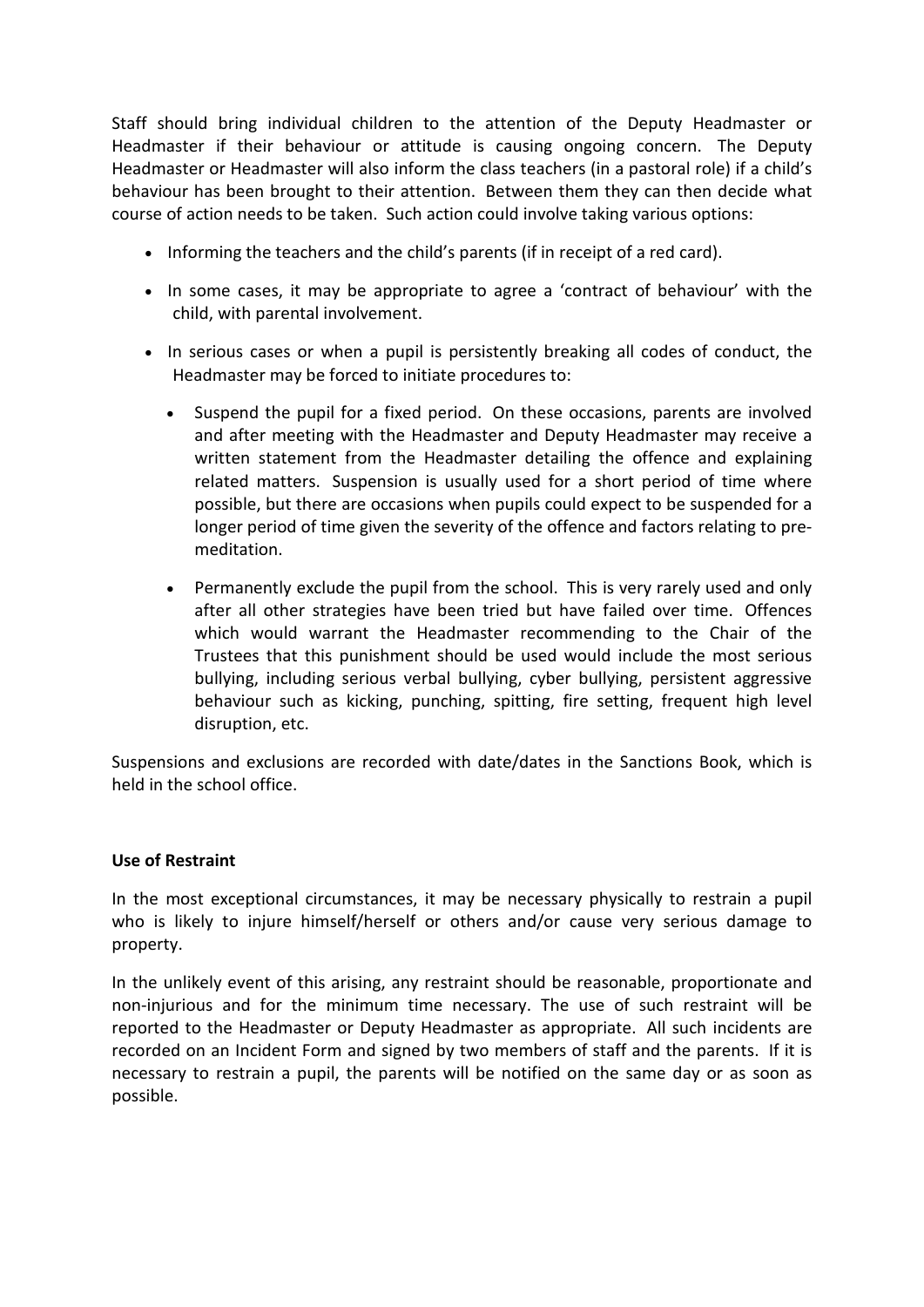Staff should bring individual children to the attention of the Deputy Headmaster or Headmaster if their behaviour or attitude is causing ongoing concern. The Deputy Headmaster or Headmaster will also inform the class teachers (in a pastoral role) if a child's behaviour has been brought to their attention. Between them they can then decide what course of action needs to be taken. Such action could involve taking various options:

- Informing the teachers and the child's parents (if in receipt of a red card).
- In some cases, it may be appropriate to agree a 'contract of behaviour' with the child, with parental involvement.
- In serious cases or when a pupil is persistently breaking all codes of conduct, the Headmaster may be forced to initiate procedures to:
  - Suspend the pupil for a fixed period. On these occasions, parents are involved and after meeting with the Headmaster and Deputy Headmaster may receive a written statement from the Headmaster detailing the offence and explaining related matters. Suspension is usually used for a short period of time where possible, but there are occasions when pupils could expect to be suspended for a longer period of time given the severity of the offence and factors relating to pre-meditation.
  - Permanently exclude the pupil from the school. This is very rarely used and only after all other strategies have been tried but have failed over time. Offences which would warrant the Headmaster recommending to the Chair of the Trustees that this punishment should be used would include the most serious bullying, including serious verbal bullying, cyber bullying, persistent aggressive behaviour such as kicking, punching, spitting, fire setting, frequent high level disruption, etc.

Suspensions and exclusions are recorded with date/dates in the Sanctions Book, which is held in the school office.

**Use of Restraint**

In the most exceptional circumstances, it may be necessary physically to restrain a pupil who is likely to injure himself/herself or others and/or cause very serious damage to property.

In the unlikely event of this arising, any restraint should be reasonable, proportionate and non-injurious and for the minimum time necessary. The use of such restraint will be reported to the Headmaster or Deputy Headmaster as appropriate. All such incidents are recorded on an Incident Form and signed by two members of staff and the parents. If it is necessary to restrain a pupil, the parents will be notified on the same day or as soon as possible.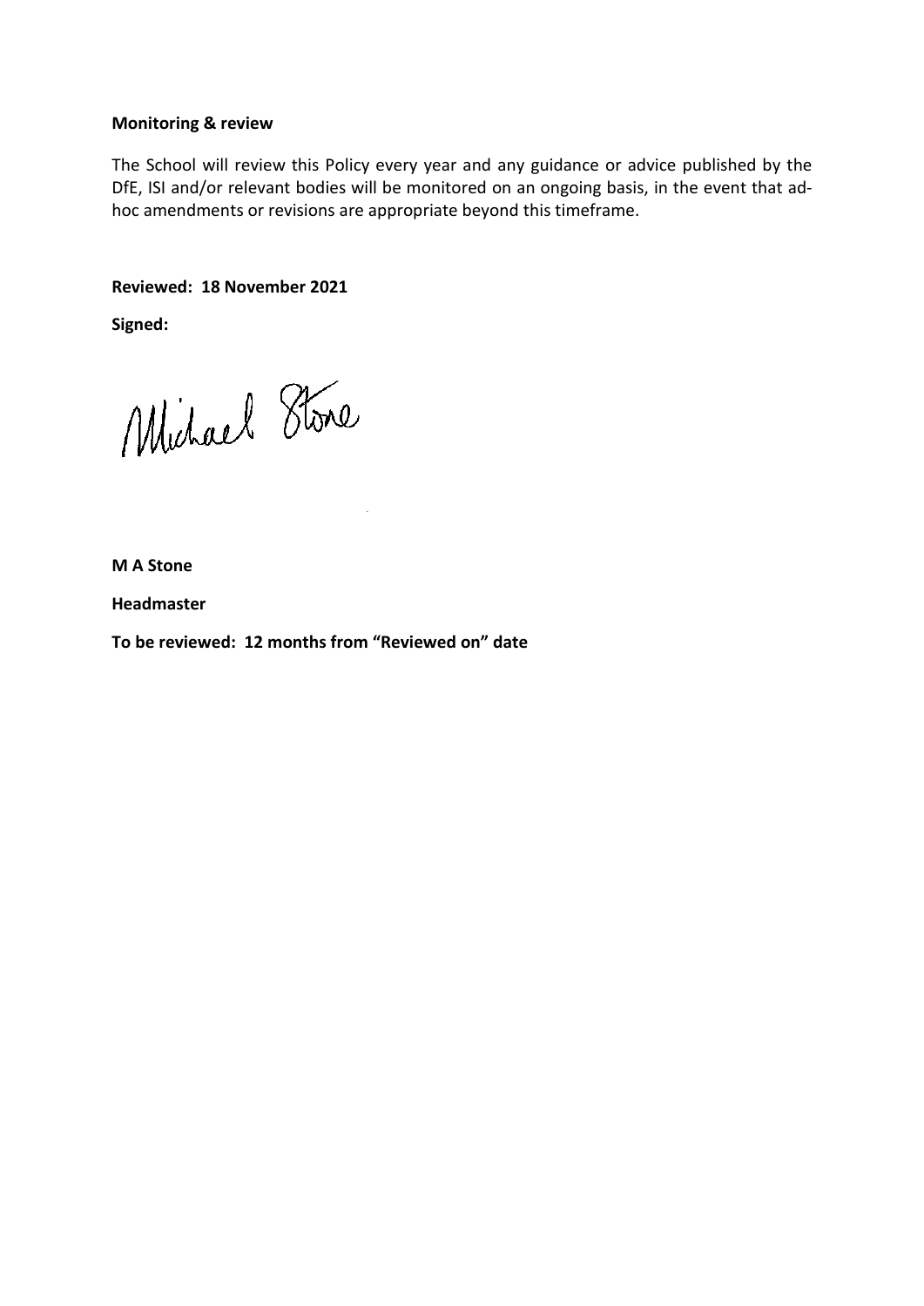**Monitoring & review**

The School will review this Policy every year and any guidance or advice published by the DfE, ISI and/or relevant bodies will be monitored on an ongoing basis, in the event that ad-hoc amendments or revisions are appropriate beyond this timeframe.

**Reviewed: 18 November 2021**

**Signed:**

Michael Stone

**M A Stone**

**Headmaster**

**To be reviewed: 12 months from "Reviewed on" date**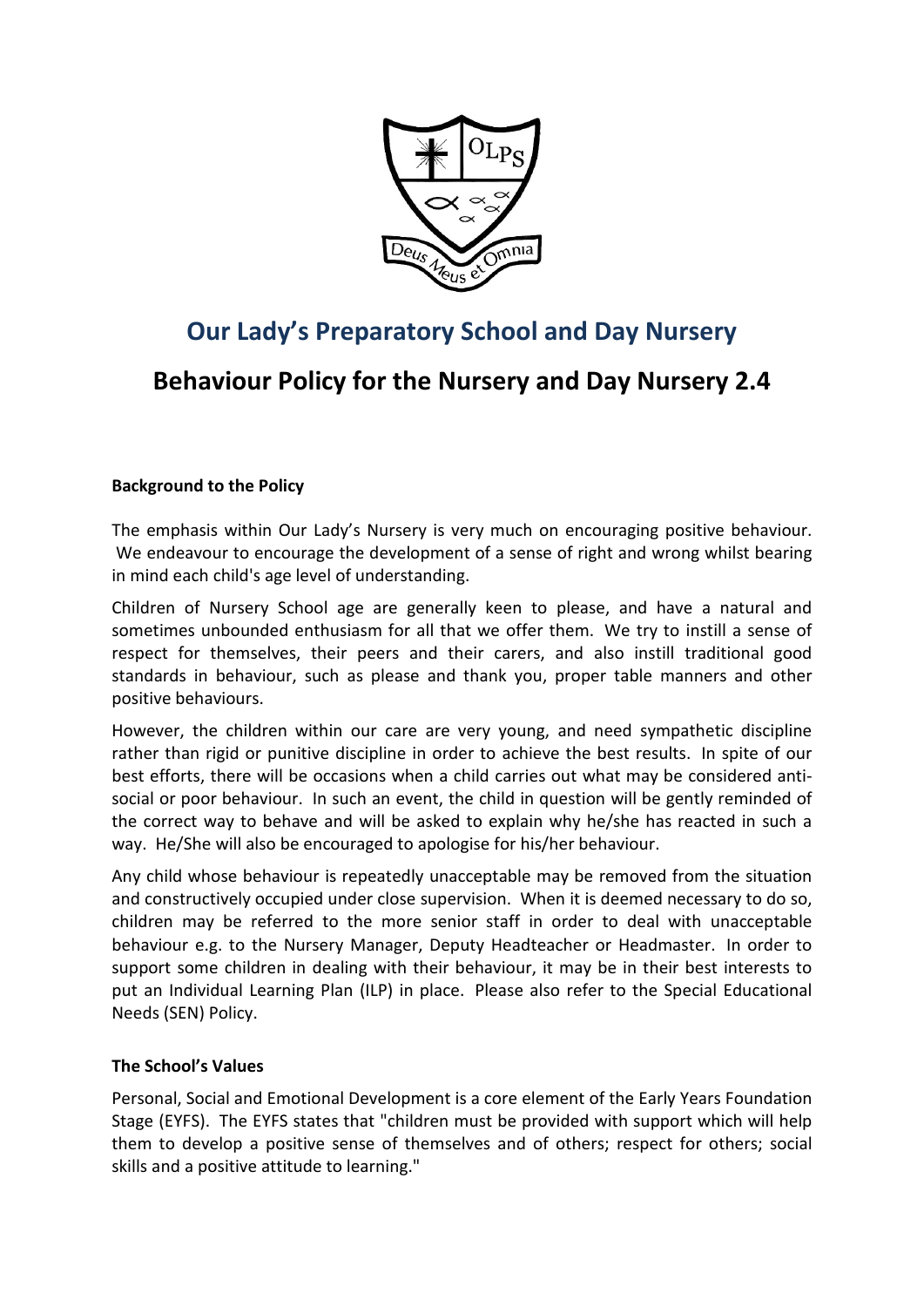# Our Lady's Preparatory School and Day Nursery

## Behaviour Policy for the Nursery and Day Nursery 2.4

**Background to the Policy**

The emphasis within Our Lady's Nursery is very much on encouraging positive behaviour. We endeavour to encourage the development of a sense of right and wrong whilst bearing in mind each child's age level of understanding.

Children of Nursery School age are generally keen to please, and have a natural and sometimes unbounded enthusiasm for all that we offer them. We try to instill a sense of respect for themselves, their peers and their carers, and also instill traditional good standards in behaviour, such as please and thank you, proper table manners and other positive behaviours.

However, the children within our care are very young, and need sympathetic discipline rather than rigid or punitive discipline in order to achieve the best results. In spite of our best efforts, there will be occasions when a child carries out what may be considered anti-social or poor behaviour. In such an event, the child in question will be gently reminded of the correct way to behave and will be asked to explain why he/she has reacted in such a way. He/She will also be encouraged to apologise for his/her behaviour.

Any child whose behaviour is repeatedly unacceptable may be removed from the situation and constructively occupied under close supervision. When it is deemed necessary to do so, children may be referred to the more senior staff in order to deal with unacceptable behaviour e.g. to the Nursery Manager, Deputy Headteacher or Headmaster. In order to support some children in dealing with their behaviour, it may be in their best interests to put an Individual Learning Plan (ILP) in place. Please also refer to the Special Educational Needs (SEN) Policy.

**The School's Values**

Personal, Social and Emotional Development is a core element of the Early Years Foundation Stage (EYFS). The EYFS states that "children must be provided with support which will help them to develop a positive sense of themselves and of others; respect for others; social skills and a positive attitude to learning."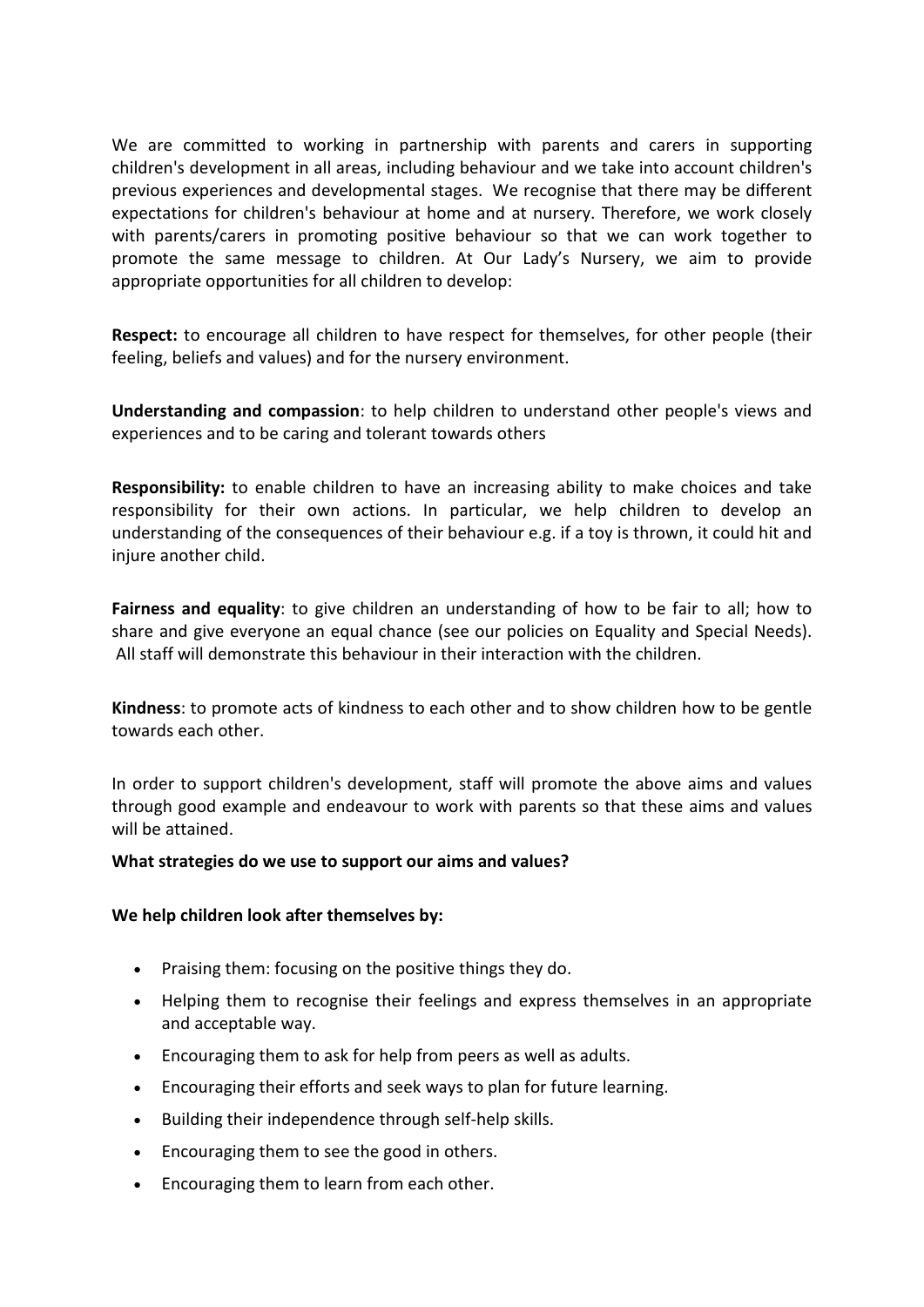We are committed to working in partnership with parents and carers in supporting children's development in all areas, including behaviour and we take into account children's previous experiences and developmental stages. We recognise that there may be different expectations for children's behaviour at home and at nursery. Therefore, we work closely with parents/carers in promoting positive behaviour so that we can work together to promote the same message to children. At Our Lady's Nursery, we aim to provide appropriate opportunities for all children to develop:

**Respect:** to encourage all children to have respect for themselves, for other people (their feeling, beliefs and values) and for the nursery environment.

**Understanding and compassion**: to help children to understand other people's views and experiences and to be caring and tolerant towards others

**Responsibility:** to enable children to have an increasing ability to make choices and take responsibility for their own actions. In particular, we help children to develop an understanding of the consequences of their behaviour e.g. if a toy is thrown, it could hit and injure another child.

**Fairness and equality**: to give children an understanding of how to be fair to all; how to share and give everyone an equal chance (see our policies on Equality and Special Needs). All staff will demonstrate this behaviour in their interaction with the children.

**Kindness**: to promote acts of kindness to each other and to show children how to be gentle towards each other.

In order to support children's development, staff will promote the above aims and values through good example and endeavour to work with parents so that these aims and values will be attained.

**What strategies do we use to support our aims and values?**

**We help children look after themselves by:**

- Praising them: focusing on the positive things they do.
- Helping them to recognise their feelings and express themselves in an appropriate and acceptable way.
- Encouraging them to ask for help from peers as well as adults.
- Encouraging their efforts and seek ways to plan for future learning.
- Building their independence through self-help skills.
- Encouraging them to see the good in others.
- Encouraging them to learn from each other.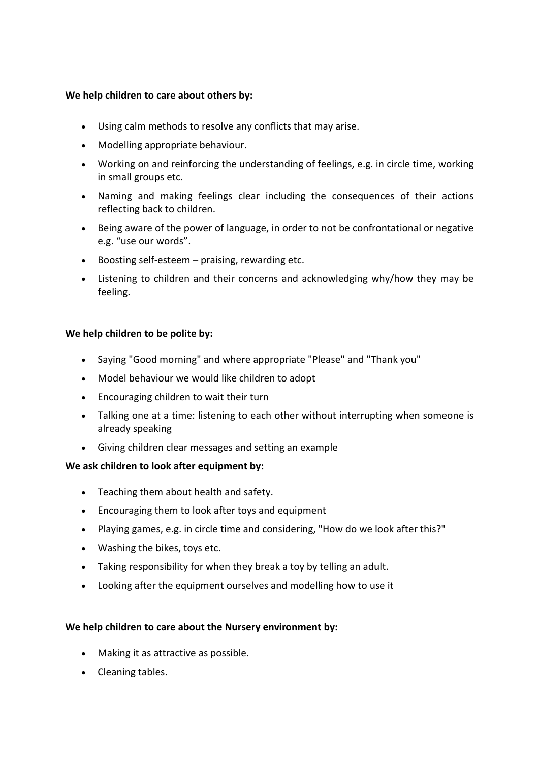**We help children to care about others by:**

- Using calm methods to resolve any conflicts that may arise.
- Modelling appropriate behaviour.
- Working on and reinforcing the understanding of feelings, e.g. in circle time, working in small groups etc.
- Naming and making feelings clear including the consequences of their actions reflecting back to children.
- Being aware of the power of language, in order to not be confrontational or negative e.g. "use our words".
- Boosting self-esteem – praising, rewarding etc.
- Listening to children and their concerns and acknowledging why/how they may be feeling.

**We help children to be polite by:**

- Saying "Good morning" and where appropriate "Please" and "Thank you"
- Model behaviour we would like children to adopt
- Encouraging children to wait their turn
- Talking one at a time: listening to each other without interrupting when someone is already speaking
- Giving children clear messages and setting an example

**We ask children to look after equipment by:**

- Teaching them about health and safety.
- Encouraging them to look after toys and equipment
- Playing games, e.g. in circle time and considering, "How do we look after this?"
- Washing the bikes, toys etc.
- Taking responsibility for when they break a toy by telling an adult.
- Looking after the equipment ourselves and modelling how to use it

**We help children to care about the Nursery environment by:**

- Making it as attractive as possible.
- Cleaning tables.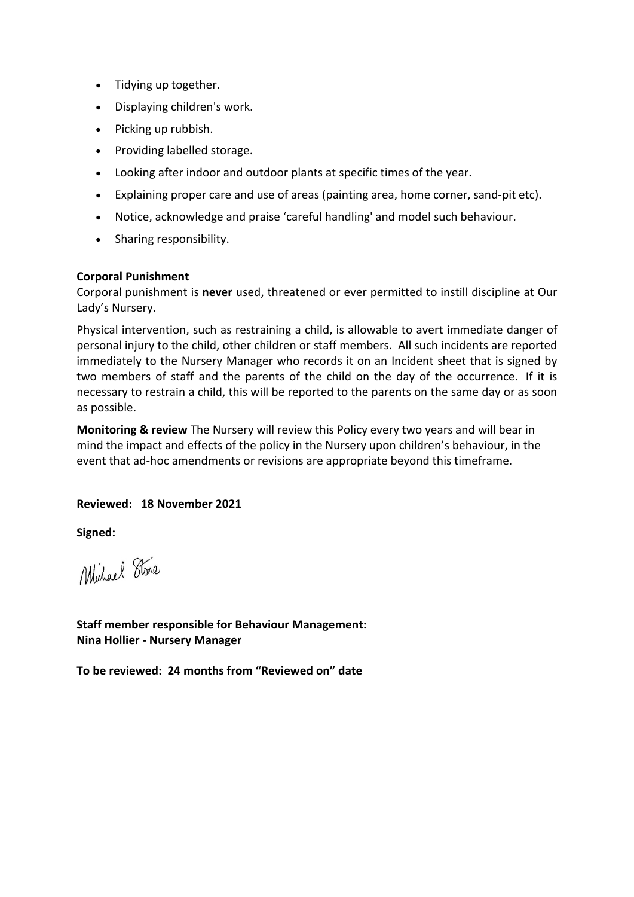- Tidying up together.
- Displaying children's work.
- Picking up rubbish.
- Providing labelled storage.
- Looking after indoor and outdoor plants at specific times of the year.
- Explaining proper care and use of areas (painting area, home corner, sand-pit etc).
- Notice, acknowledge and praise 'careful handling' and model such behaviour.
- Sharing responsibility.

**Corporal Punishment**

Corporal punishment is **never** used, threatened or ever permitted to instill discipline at Our Lady's Nursery.

Physical intervention, such as restraining a child, is allowable to avert immediate danger of personal injury to the child, other children or staff members. All such incidents are reported immediately to the Nursery Manager who records it on an Incident sheet that is signed by two members of staff and the parents of the child on the day of the occurrence. If it is necessary to restrain a child, this will be reported to the parents on the same day or as soon as possible.

**Monitoring & review** The Nursery will review this Policy every two years and will bear in mind the impact and effects of the policy in the Nursery upon children's behaviour, in the event that ad-hoc amendments or revisions are appropriate beyond this timeframe.

**Reviewed: 18 November 2021**

**Signed:**

Michael Stone

**Staff member responsible for Behaviour Management:**
**Nina Hollier - Nursery Manager**

**To be reviewed: 24 months from "Reviewed on" date**